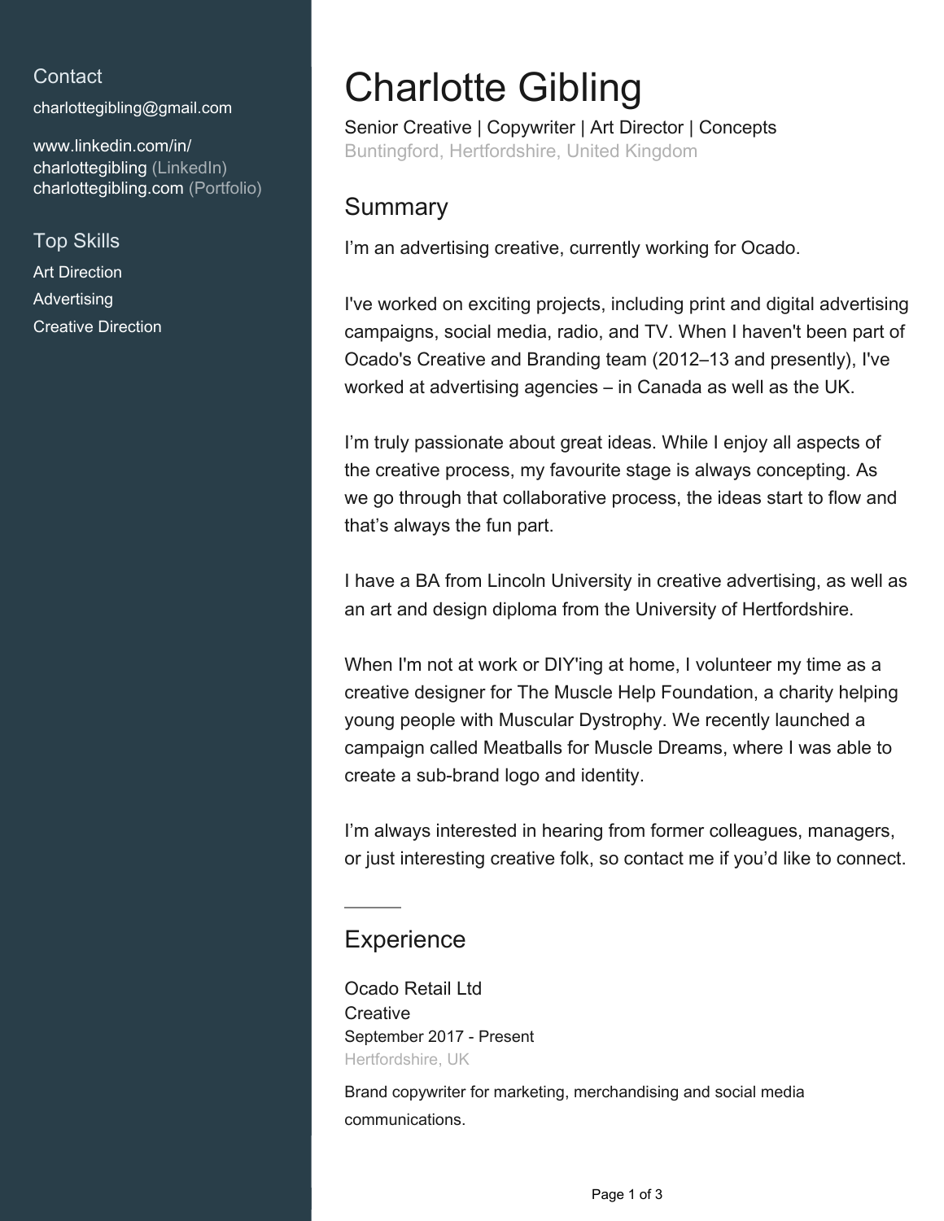# Charlotte Gibling

Senior Creative | Copywriter | Art Director | Concepts
Buntingford, Hertfordshire, United Kingdom

## Contact

charlottegibling@gmail.com

www.linkedin.com/in/charlottegibling (LinkedIn)
charlottegibling.com (Portfolio)

## Top Skills

Art Direction
Advertising
Creative Direction

## Summary

I’m an advertising creative, currently working for Ocado.

I've worked on exciting projects, including print and digital advertising campaigns, social media, radio, and TV. When I haven't been part of Ocado's Creative and Branding team (2012–13 and presently), I've worked at advertising agencies – in Canada as well as the UK.

I’m truly passionate about great ideas. While I enjoy all aspects of the creative process, my favourite stage is always concepting. As we go through that collaborative process, the ideas start to flow and that’s always the fun part.

I have a BA from Lincoln University in creative advertising, as well as an art and design diploma from the University of Hertfordshire.

When I'm not at work or DIY'ing at home, I volunteer my time as a creative designer for The Muscle Help Foundation, a charity helping young people with Muscular Dystrophy. We recently launched a campaign called Meatballs for Muscle Dreams, where I was able to create a sub-brand logo and identity.

I’m always interested in hearing from former colleagues, managers, or just interesting creative folk, so contact me if you’d like to connect.

## Experience

### Ocado Retail Ltd

Creative
September 2017 - Present
Hertfordshire, UK

Brand copywriter for marketing, merchandising and social media communications.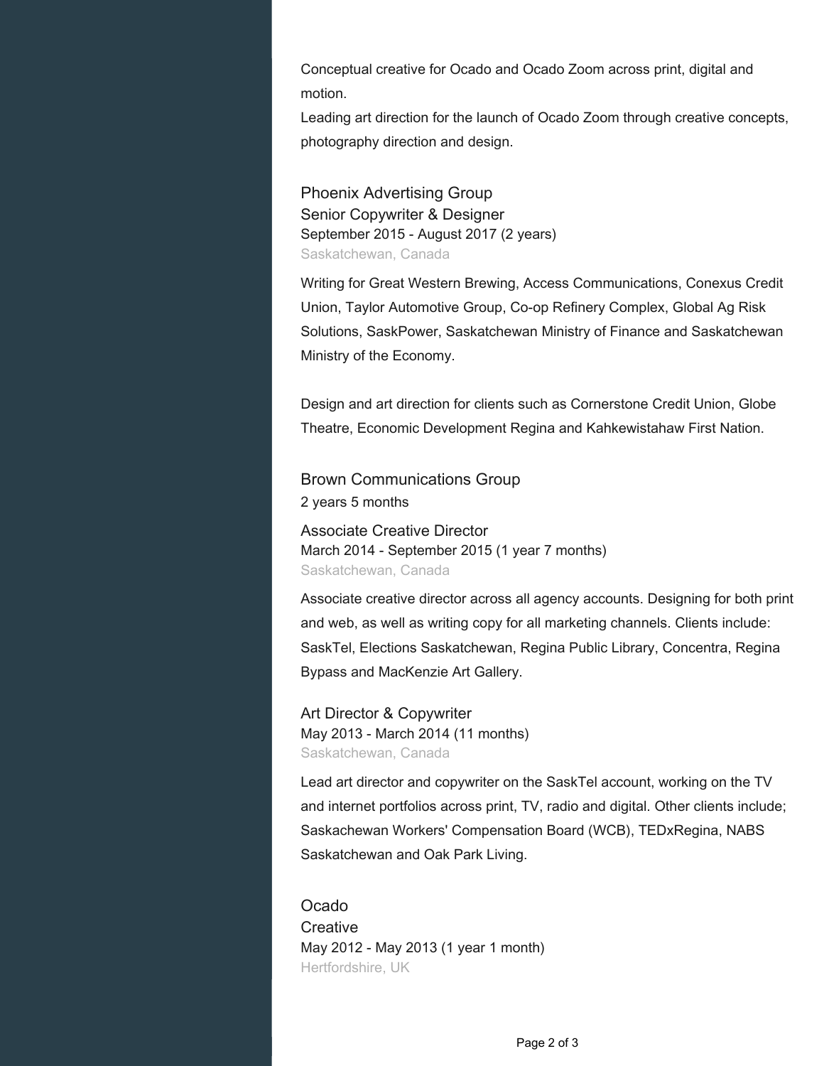Conceptual creative for Ocado and Ocado Zoom across print, digital and motion.
Leading art direction for the launch of Ocado Zoom through creative concepts, photography direction and design.

### Phoenix Advertising Group

Senior Copywriter & Designer
September 2015 - August 2017 (2 years)
Saskatchewan, Canada

Writing for Great Western Brewing, Access Communications, Conexus Credit Union, Taylor Automotive Group, Co-op Refinery Complex, Global Ag Risk Solutions, SaskPower, Saskatchewan Ministry of Finance and Saskatchewan Ministry of the Economy.

Design and art direction for clients such as Cornerstone Credit Union, Globe Theatre, Economic Development Regina and Kahkewistahaw First Nation.

### Brown Communications Group

2 years 5 months

Associate Creative Director
March 2014 - September 2015 (1 year 7 months)
Saskatchewan, Canada

Associate creative director across all agency accounts. Designing for both print and web, as well as writing copy for all marketing channels. Clients include: SaskTel, Elections Saskatchewan, Regina Public Library, Concentra, Regina Bypass and MacKenzie Art Gallery.

Art Director & Copywriter
May 2013 - March 2014 (11 months)
Saskatchewan, Canada

Lead art director and copywriter on the SaskTel account, working on the TV and internet portfolios across print, TV, radio and digital. Other clients include; Saskachewan Workers' Compensation Board (WCB), TEDxRegina, NABS Saskatchewan and Oak Park Living.

### Ocado

Creative
May 2012 - May 2013 (1 year 1 month)
Hertfordshire, UK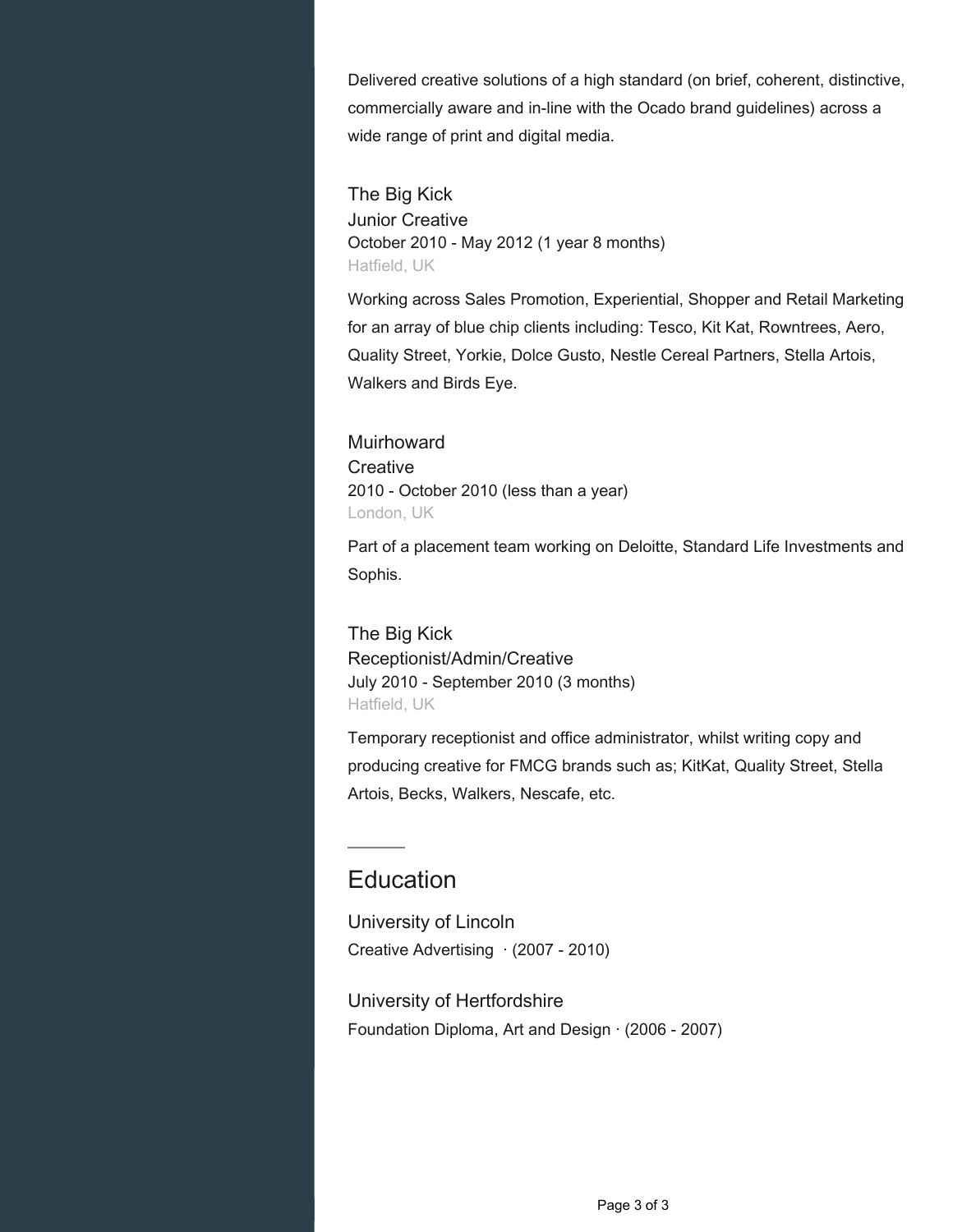Delivered creative solutions of a high standard (on brief, coherent, distinctive, commercially aware and in-line with the Ocado brand guidelines) across a wide range of print and digital media.

### The Big Kick
Junior Creative
October 2010 - May 2012 (1 year 8 months)
Hatfield, UK

Working across Sales Promotion, Experiential, Shopper and Retail Marketing for an array of blue chip clients including: Tesco, Kit Kat, Rowntrees, Aero, Quality Street, Yorkie, Dolce Gusto, Nestle Cereal Partners, Stella Artois, Walkers and Birds Eye.

### Muirhoward
Creative
2010 - October 2010 (less than a year)
London, UK

Part of a placement team working on Deloitte, Standard Life Investments and Sophis.

### The Big Kick
Receptionist/Admin/Creative
July 2010 - September 2010 (3 months)
Hatfield, UK

Temporary receptionist and office administrator, whilst writing copy and producing creative for FMCG brands such as; KitKat, Quality Street, Stella Artois, Becks, Walkers, Nescafe, etc.

## Education

### University of Lincoln
Creative Advertising · (2007 - 2010)

### University of Hertfordshire
Foundation Diploma, Art and Design · (2006 - 2007)